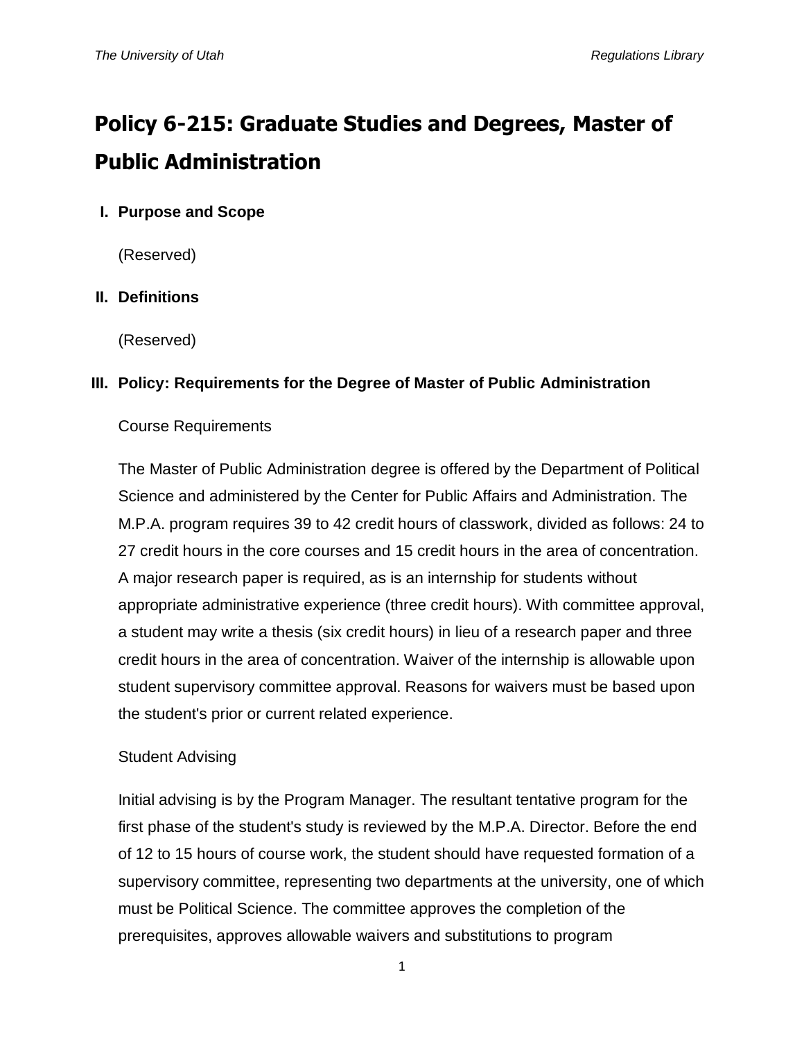# Policy 6-215: Graduate Studies and Degrees, Master of Public Administration

## I. Purpose and Scope

(Reserved)

## II. Definitions

(Reserved)

## III. Policy: Requirements for the Degree of Master of Public Administration

Course Requirements

The Master of Public Administration degree is offered by the Department of Political Science and administered by the Center for Public Affairs and Administration. The M.P.A. program requires 39 to 42 credit hours of classwork, divided as follows: 24 to 27 credit hours in the core courses and 15 credit hours in the area of concentration. A major research paper is required, as is an internship for students without appropriate administrative experience (three credit hours). With committee approval, a student may write a thesis (six credit hours) in lieu of a research paper and three credit hours in the area of concentration. Waiver of the internship is allowable upon student supervisory committee approval. Reasons for waivers must be based upon the student's prior or current related experience.

Student Advising

Initial advising is by the Program Manager. The resultant tentative program for the first phase of the student's study is reviewed by the M.P.A. Director. Before the end of 12 to 15 hours of course work, the student should have requested formation of a supervisory committee, representing two departments at the university, one of which must be Political Science. The committee approves the completion of the prerequisites, approves allowable waivers and substitutions to program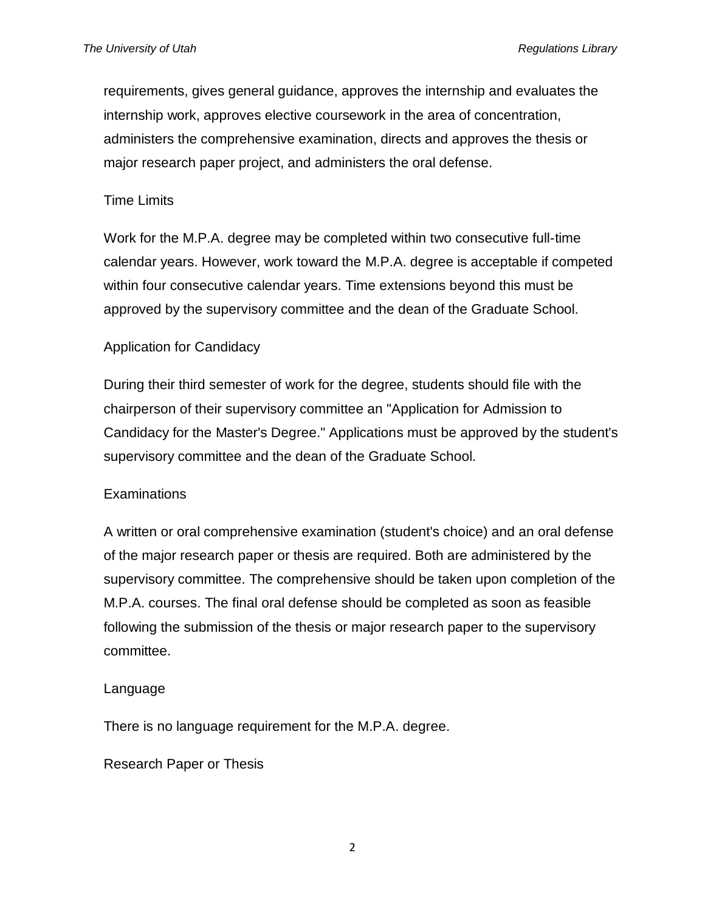requirements, gives general guidance, approves the internship and evaluates the internship work, approves elective coursework in the area of concentration, administers the comprehensive examination, directs and approves the thesis or major research paper project, and administers the oral defense.

Time Limits

Work for the M.P.A. degree may be completed within two consecutive full-time calendar years. However, work toward the M.P.A. degree is acceptable if competed within four consecutive calendar years. Time extensions beyond this must be approved by the supervisory committee and the dean of the Graduate School.

Application for Candidacy

During their third semester of work for the degree, students should file with the chairperson of their supervisory committee an "Application for Admission to Candidacy for the Master's Degree." Applications must be approved by the student's supervisory committee and the dean of the Graduate School.

Examinations

A written or oral comprehensive examination (student's choice) and an oral defense of the major research paper or thesis are required. Both are administered by the supervisory committee. The comprehensive should be taken upon completion of the M.P.A. courses. The final oral defense should be completed as soon as feasible following the submission of the thesis or major research paper to the supervisory committee.

Language

There is no language requirement for the M.P.A. degree.

Research Paper or Thesis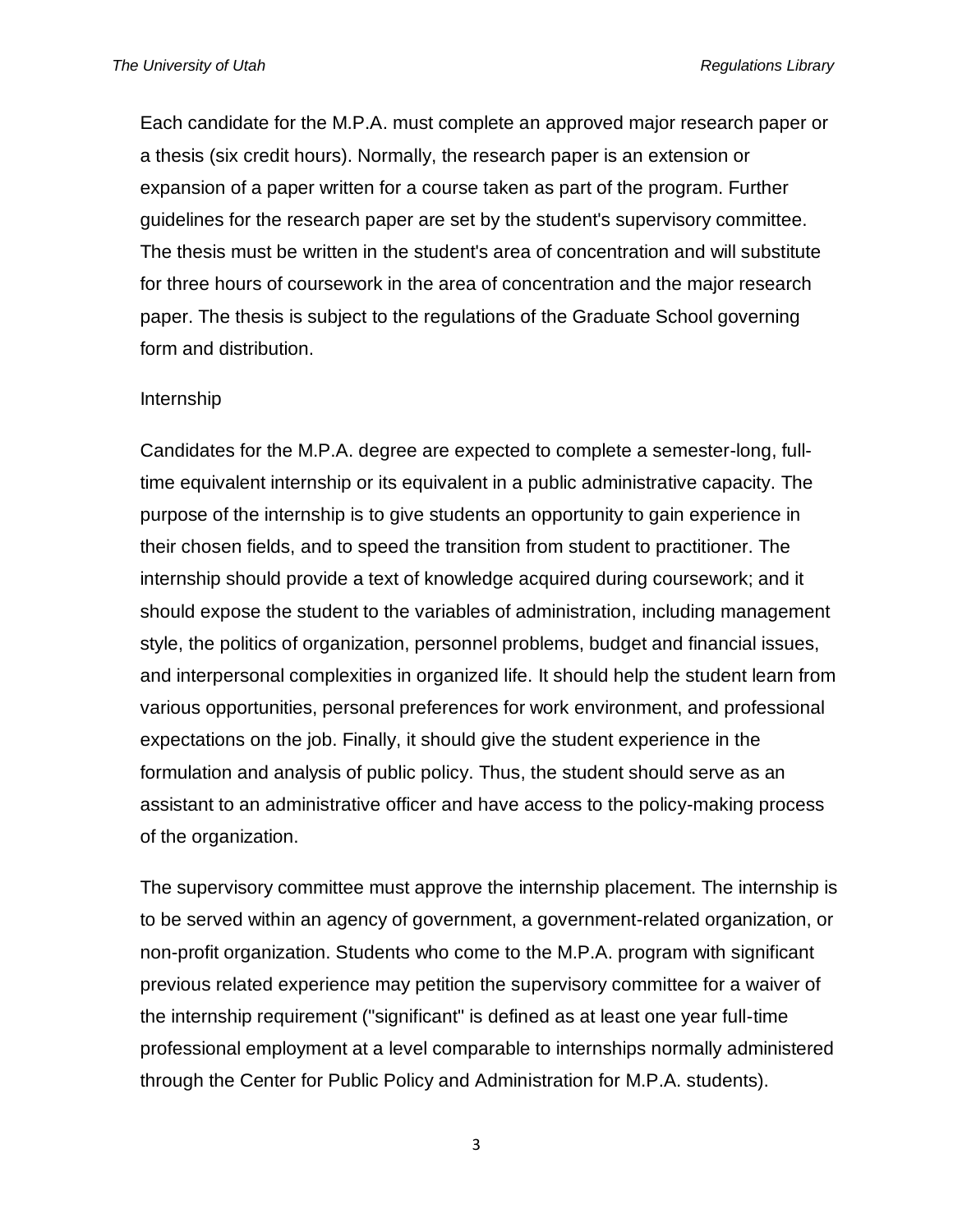Each candidate for the M.P.A. must complete an approved major research paper or a thesis (six credit hours). Normally, the research paper is an extension or expansion of a paper written for a course taken as part of the program. Further guidelines for the research paper are set by the student's supervisory committee. The thesis must be written in the student's area of concentration and will substitute for three hours of coursework in the area of concentration and the major research paper. The thesis is subject to the regulations of the Graduate School governing form and distribution.

Internship

Candidates for the M.P.A. degree are expected to complete a semester-long, full-time equivalent internship or its equivalent in a public administrative capacity. The purpose of the internship is to give students an opportunity to gain experience in their chosen fields, and to speed the transition from student to practitioner. The internship should provide a text of knowledge acquired during coursework; and it should expose the student to the variables of administration, including management style, the politics of organization, personnel problems, budget and financial issues, and interpersonal complexities in organized life. It should help the student learn from various opportunities, personal preferences for work environment, and professional expectations on the job. Finally, it should give the student experience in the formulation and analysis of public policy. Thus, the student should serve as an assistant to an administrative officer and have access to the policy-making process of the organization.

The supervisory committee must approve the internship placement. The internship is to be served within an agency of government, a government-related organization, or non-profit organization. Students who come to the M.P.A. program with significant previous related experience may petition the supervisory committee for a waiver of the internship requirement ("significant" is defined as at least one year full-time professional employment at a level comparable to internships normally administered through the Center for Public Policy and Administration for M.P.A. students).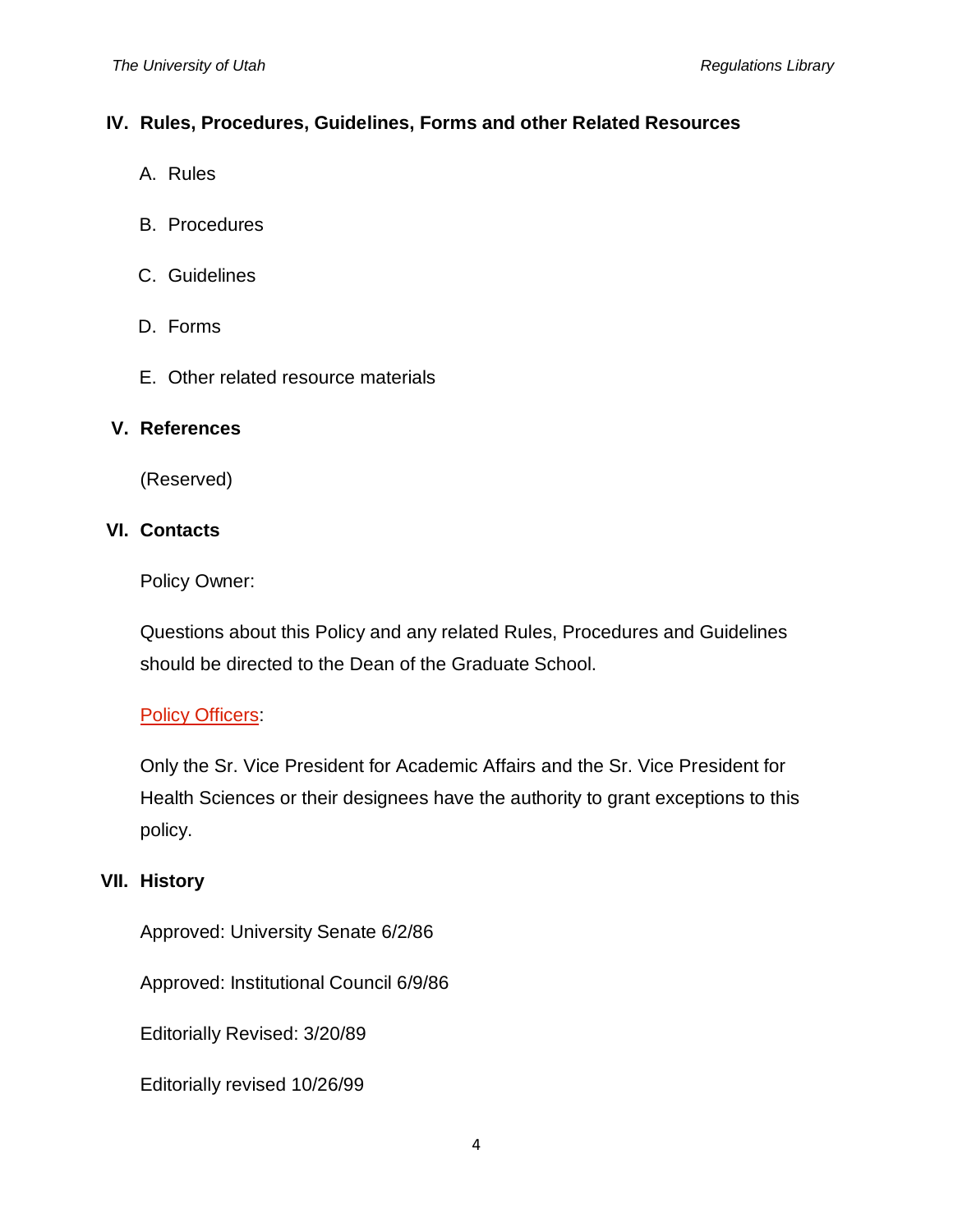## IV. Rules, Procedures, Guidelines, Forms and other Related Resources

A. Rules

B. Procedures

C. Guidelines

D. Forms

E. Other related resource materials

## V. References

(Reserved)

## VI. Contacts

Policy Owner:

Questions about this Policy and any related Rules, Procedures and Guidelines should be directed to the Dean of the Graduate School.

Policy Officers:

Only the Sr. Vice President for Academic Affairs and the Sr. Vice President for Health Sciences or their designees have the authority to grant exceptions to this policy.

## VII. History

Approved: University Senate 6/2/86

Approved: Institutional Council 6/9/86

Editorially Revised: 3/20/89

Editorially revised 10/26/99